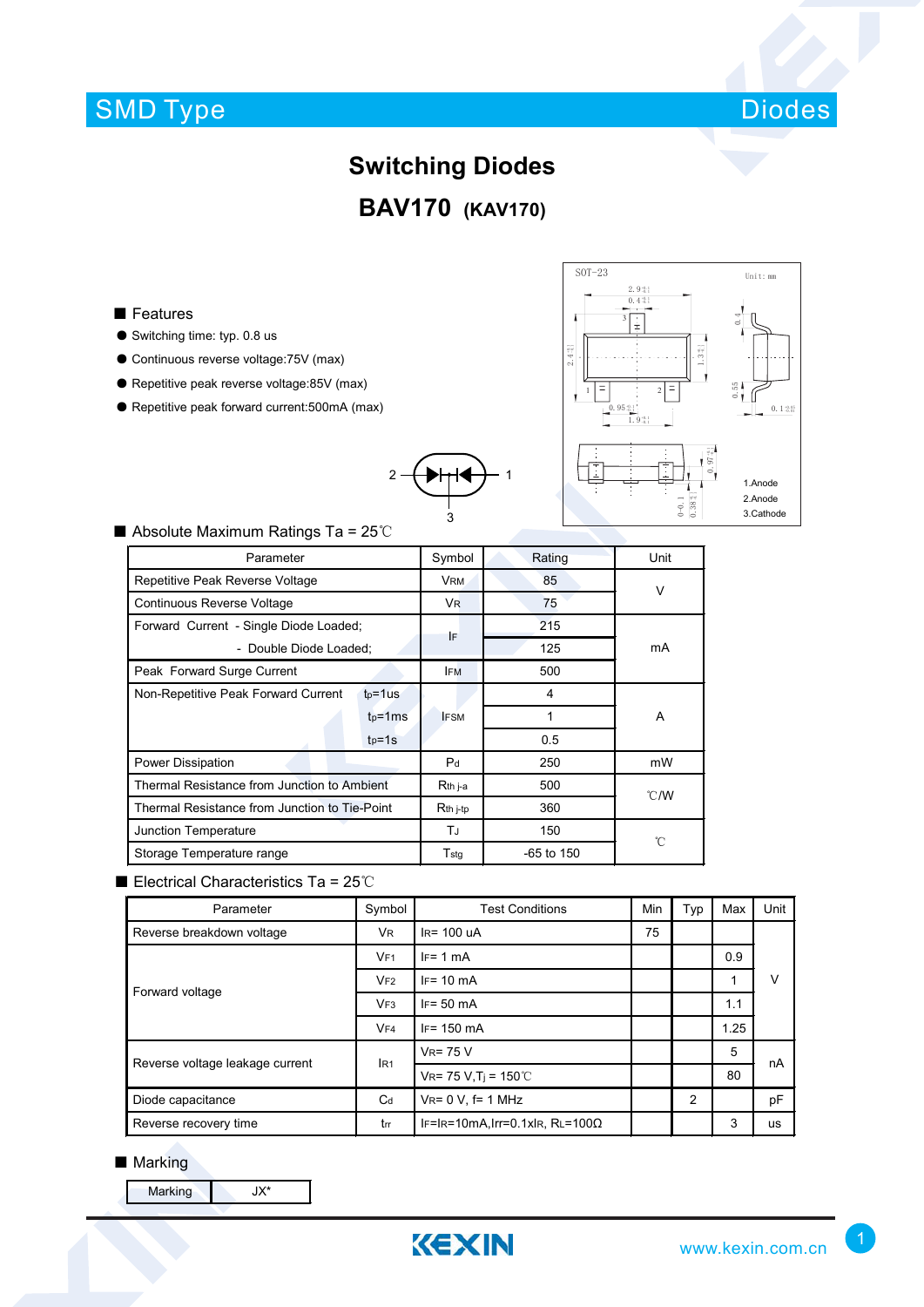SMD Type Diodes

# Switching Diodes

## BAV170 (KAV170)

■ Features

- Switching time: typ. 0.8 us
- Continuous reverse voltage:75V (max)
- Repetitive peak reverse voltage:85V (max)
- Repetitive peak forward current:500mA (max)

SOT-23 Unit: mm

1.Anode
2.Anode
3.Cathode

■ Absolute Maximum Ratings Ta = 25℃

| Parameter | Symbol | Rating | Unit |
|---|---|---|---|
| Repetitive Peak Reverse Voltage | $V_{RM}$ | 85 | V |
| Continuous Reverse Voltage | $V_R$ | 75 | |
| Forward Current - Single Diode Loaded; | $I_F$ | 215 | mA |
| - Double Diode Loaded; | | 125 | |
| Peak Forward Surge Current | $I_{FM}$ | 500 | |
| Non-Repetitive Peak Forward Current $t_p$=1us | $I_{FSM}$ | 4 | A |
| $t_p$=1ms | | 1 | |
| $t_p$=1s | | 0.5 | |
| Power Dissipation | $P_d$ | 250 | mW |
| Thermal Resistance from Junction to Ambient | $R_{th\ j\text{-}a}$ | 500 | ℃/W |
| Thermal Resistance from Junction to Tie-Point | $R_{th\ j\text{-}tp}$ | 360 | |
| Junction Temperature | $T_J$ | 150 | ℃ |
| Storage Temperature range | $T_{stg}$ | -65 to 150 | |

■ Electrical Characteristics Ta = 25℃

| Parameter | Symbol | Test Conditions | Min | Typ | Max | Unit |
|---|---|---|---|---|---|---|
| Reverse breakdown voltage | $V_R$ | $I_R$= 100 uA | 75 | | | V |
| Forward voltage | $V_{F1}$ | $I_F$= 1 mA | | | 0.9 | |
| | $V_{F2}$ | $I_F$= 10 mA | | | 1 | |
| | $V_{F3}$ | $I_F$= 50 mA | | | 1.1 | |
| | $V_{F4}$ | $I_F$= 150 mA | | | 1.25 | |
| Reverse voltage leakage current | $I_{R1}$ | $V_R$= 75 V | | | 5 | nA |
| | | $V_R$= 75 V, $T_j$ = 150℃ | | | 80 | |
| Diode capacitance | $C_d$ | $V_R$= 0 V, f= 1 MHz | | 2 | | pF |
| Reverse recovery time | $t_{rr}$ | $I_F$=$I_R$=10mA,$I_{rr}$=0.1x$I_R$, $R_L$=100Ω | | | 3 | us |

■ Marking

| Marking | JX* |
|---|---|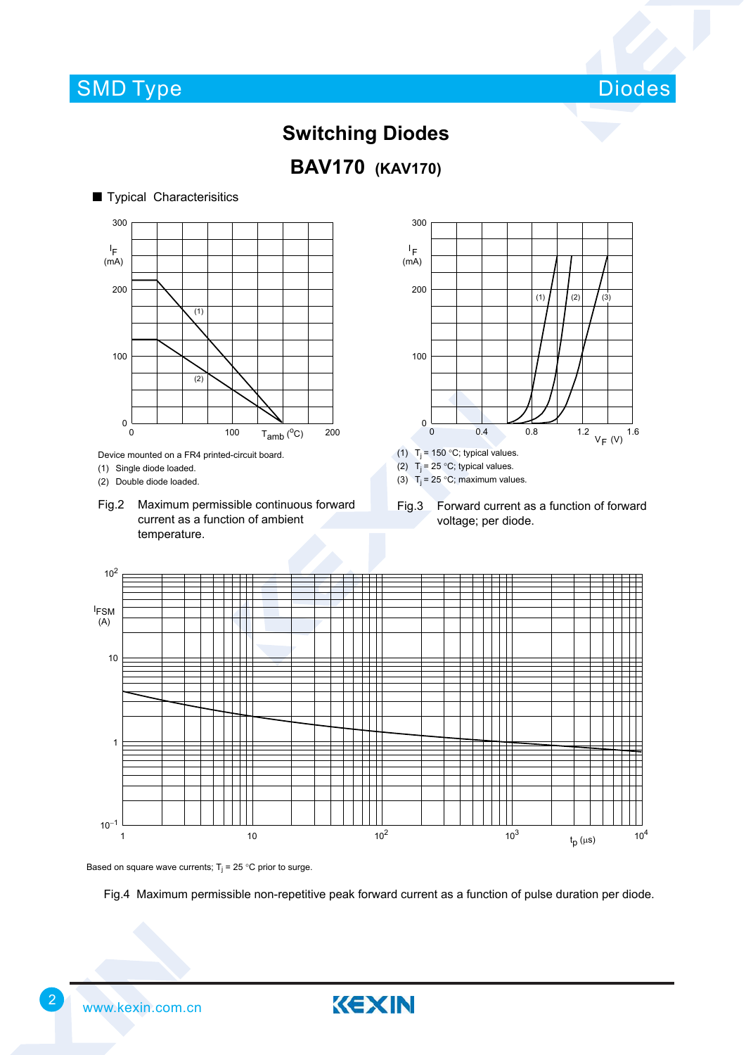# Switching Diodes

## BAV170 (KAV170)

■ Typical Characterisitics

Device mounted on a FR4 printed-circuit board.

(1) Single diode loaded.

(2) Double diode loaded.

Fig.2 Maximum permissible continuous forward current as a function of ambient temperature.

(1) $T_j$ = 150 °C; typical values.

(2) $T_j$ = 25 °C; typical values.

(3) $T_j$ = 25 °C; maximum values.

Fig.3 Forward current as a function of forward voltage; per diode.

Based on square wave currents; $T_j$ = 25 °C prior to surge.

Fig.4 Maximum permissible non-repetitive peak forward current as a function of pulse duration per diode.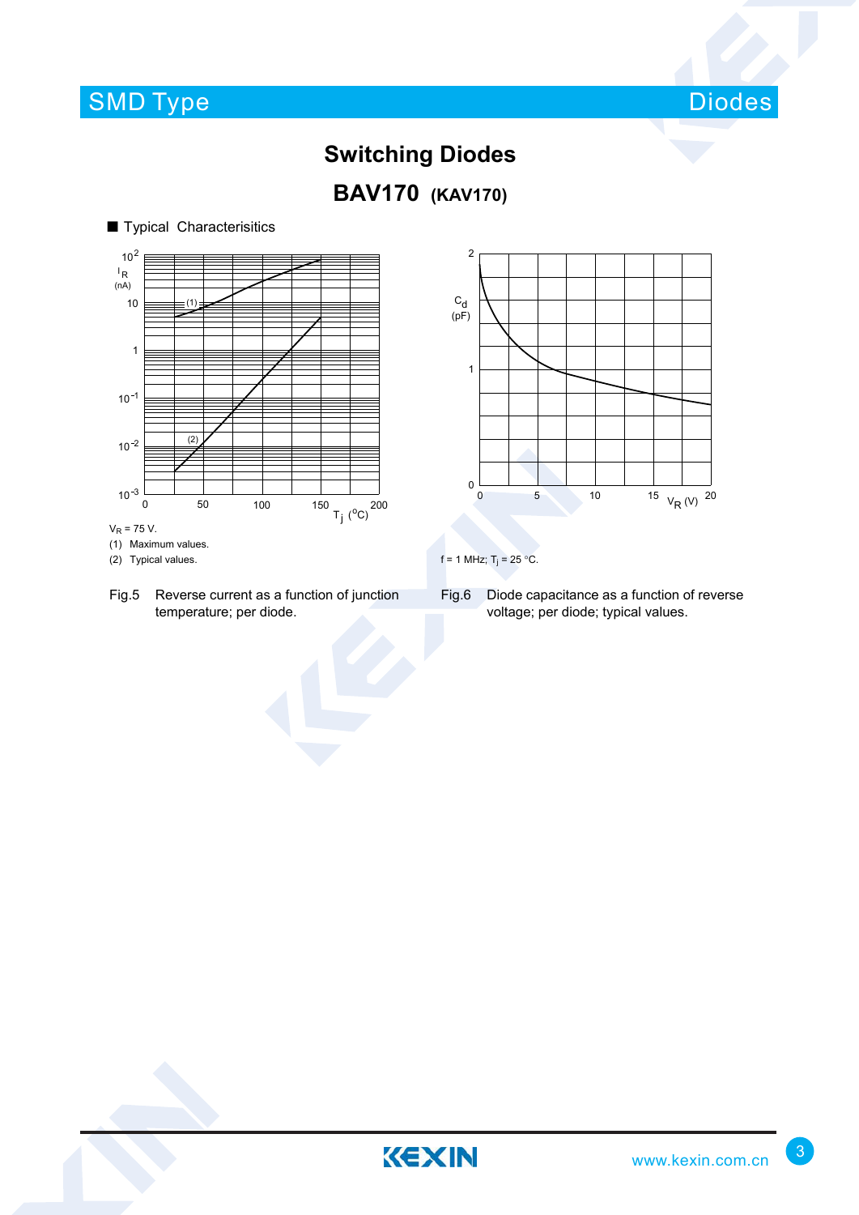# Switching Diodes

## BAV170 (KAV170)

■ Typical Characterisitics

$10^2$
$I_R$
(nA)
10
(1)
1
$10^{-1}$
(2)
$10^{-2}$
$10^{-3}$
0
50
100
150
200
$T_j$ (°C)

$V_R$ = 75 V.
(1) Maximum values.
(2) Typical values.

Fig.5 Reverse current as a function of junction temperature; per diode.

2
$C_d$
(pF)
1
0
0
5
10
15
$V_R$ (V)
20

f = 1 MHz; $T_j$ = 25 °C.

Fig.6 Diode capacitance as a function of reverse voltage; per diode; typical values.